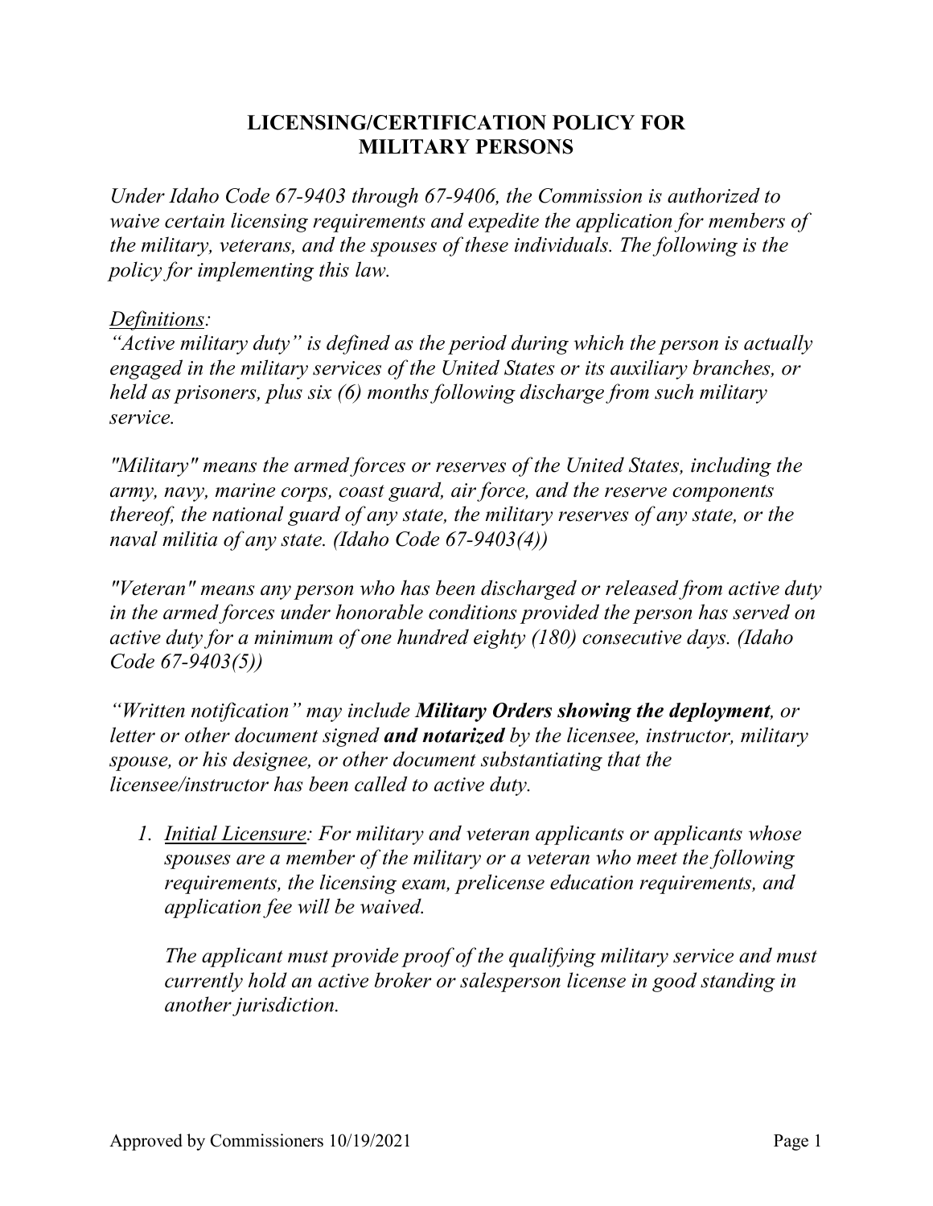# LICENSING/CERTIFICATION POLICY FOR MILITARY PERSONS

*Under Idaho Code 67-9403 through 67-9406, the Commission is authorized to waive certain licensing requirements and expedite the application for members of the military, veterans, and the spouses of these individuals. The following is the policy for implementing this law.*

*<u>Definitions</u>:*

*"Active military duty" is defined as the period during which the person is actually engaged in the military services of the United States or its auxiliary branches, or held as prisoners, plus six (6) months following discharge from such military service.*

*"Military" means the armed forces or reserves of the United States, including the army, navy, marine corps, coast guard, air force, and the reserve components thereof, the national guard of any state, the military reserves of any state, or the naval militia of any state. (Idaho Code 67-9403(4))*

*"Veteran" means any person who has been discharged or released from active duty in the armed forces under honorable conditions provided the person has served on active duty for a minimum of one hundred eighty (180) consecutive days. (Idaho Code 67-9403(5))*

*"Written notification" may include **Military Orders showing the deployment**, or letter or other document signed **and notarized** by the licensee, instructor, military spouse, or his designee, or other document substantiating that the licensee/instructor has been called to active duty.*

1. *<u>Initial Licensure</u>: For military and veteran applicants or applicants whose spouses are a member of the military or a veteran who meet the following requirements, the licensing exam, prelicense education requirements, and application fee will be waived.*

   *The applicant must provide proof of the qualifying military service and must currently hold an active broker or salesperson license in good standing in another jurisdiction.*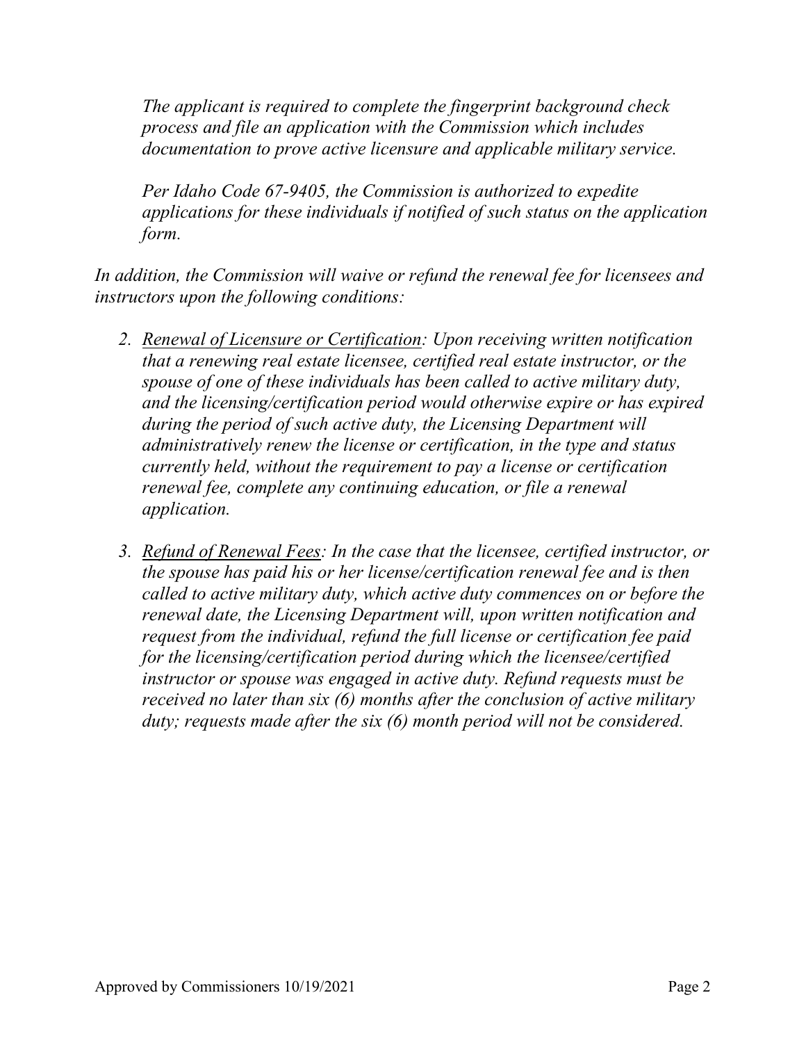*The applicant is required to complete the fingerprint background check process and file an application with the Commission which includes documentation to prove active licensure and applicable military service.*

*Per Idaho Code 67-9405, the Commission is authorized to expedite applications for these individuals if notified of such status on the application form.*

*In addition, the Commission will waive or refund the renewal fee for licensees and instructors upon the following conditions:*

2. *<u>Renewal of Licensure or Certification</u>: Upon receiving written notification that a renewing real estate licensee, certified real estate instructor, or the spouse of one of these individuals has been called to active military duty, and the licensing/certification period would otherwise expire or has expired during the period of such active duty, the Licensing Department will administratively renew the license or certification, in the type and status currently held, without the requirement to pay a license or certification renewal fee, complete any continuing education, or file a renewal application.*

3. *<u>Refund of Renewal Fees</u>: In the case that the licensee, certified instructor, or the spouse has paid his or her license/certification renewal fee and is then called to active military duty, which active duty commences on or before the renewal date, the Licensing Department will, upon written notification and request from the individual, refund the full license or certification fee paid for the licensing/certification period during which the licensee/certified instructor or spouse was engaged in active duty. Refund requests must be received no later than six (6) months after the conclusion of active military duty; requests made after the six (6) month period will not be considered.*

Approved by Commissioners 10/19/2021